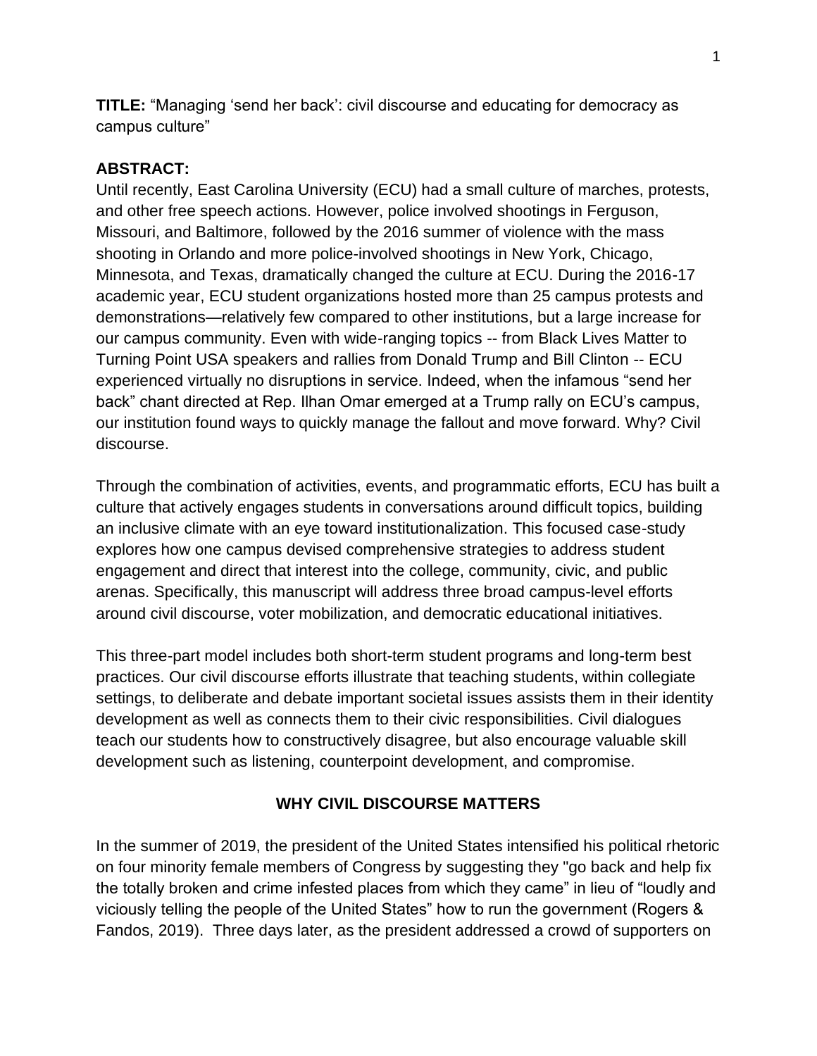**TITLE:** "Managing 'send her back': civil discourse and educating for democracy as campus culture"

**ABSTRACT:**

Until recently, East Carolina University (ECU) had a small culture of marches, protests, and other free speech actions. However, police involved shootings in Ferguson, Missouri, and Baltimore, followed by the 2016 summer of violence with the mass shooting in Orlando and more police-involved shootings in New York, Chicago, Minnesota, and Texas, dramatically changed the culture at ECU. During the 2016-17 academic year, ECU student organizations hosted more than 25 campus protests and demonstrations—relatively few compared to other institutions, but a large increase for our campus community. Even with wide-ranging topics -- from Black Lives Matter to Turning Point USA speakers and rallies from Donald Trump and Bill Clinton -- ECU experienced virtually no disruptions in service. Indeed, when the infamous "send her back" chant directed at Rep. Ilhan Omar emerged at a Trump rally on ECU's campus, our institution found ways to quickly manage the fallout and move forward. Why? Civil discourse.

Through the combination of activities, events, and programmatic efforts, ECU has built a culture that actively engages students in conversations around difficult topics, building an inclusive climate with an eye toward institutionalization. This focused case-study explores how one campus devised comprehensive strategies to address student engagement and direct that interest into the college, community, civic, and public arenas. Specifically, this manuscript will address three broad campus-level efforts around civil discourse, voter mobilization, and democratic educational initiatives.

This three-part model includes both short-term student programs and long-term best practices. Our civil discourse efforts illustrate that teaching students, within collegiate settings, to deliberate and debate important societal issues assists them in their identity development as well as connects them to their civic responsibilities. Civil dialogues teach our students how to constructively disagree, but also encourage valuable skill development such as listening, counterpoint development, and compromise.

## WHY CIVIL DISCOURSE MATTERS

In the summer of 2019, the president of the United States intensified his political rhetoric on four minority female members of Congress by suggesting they "go back and help fix the totally broken and crime infested places from which they came" in lieu of "loudly and viciously telling the people of the United States" how to run the government (Rogers & Fandos, 2019). Three days later, as the president addressed a crowd of supporters on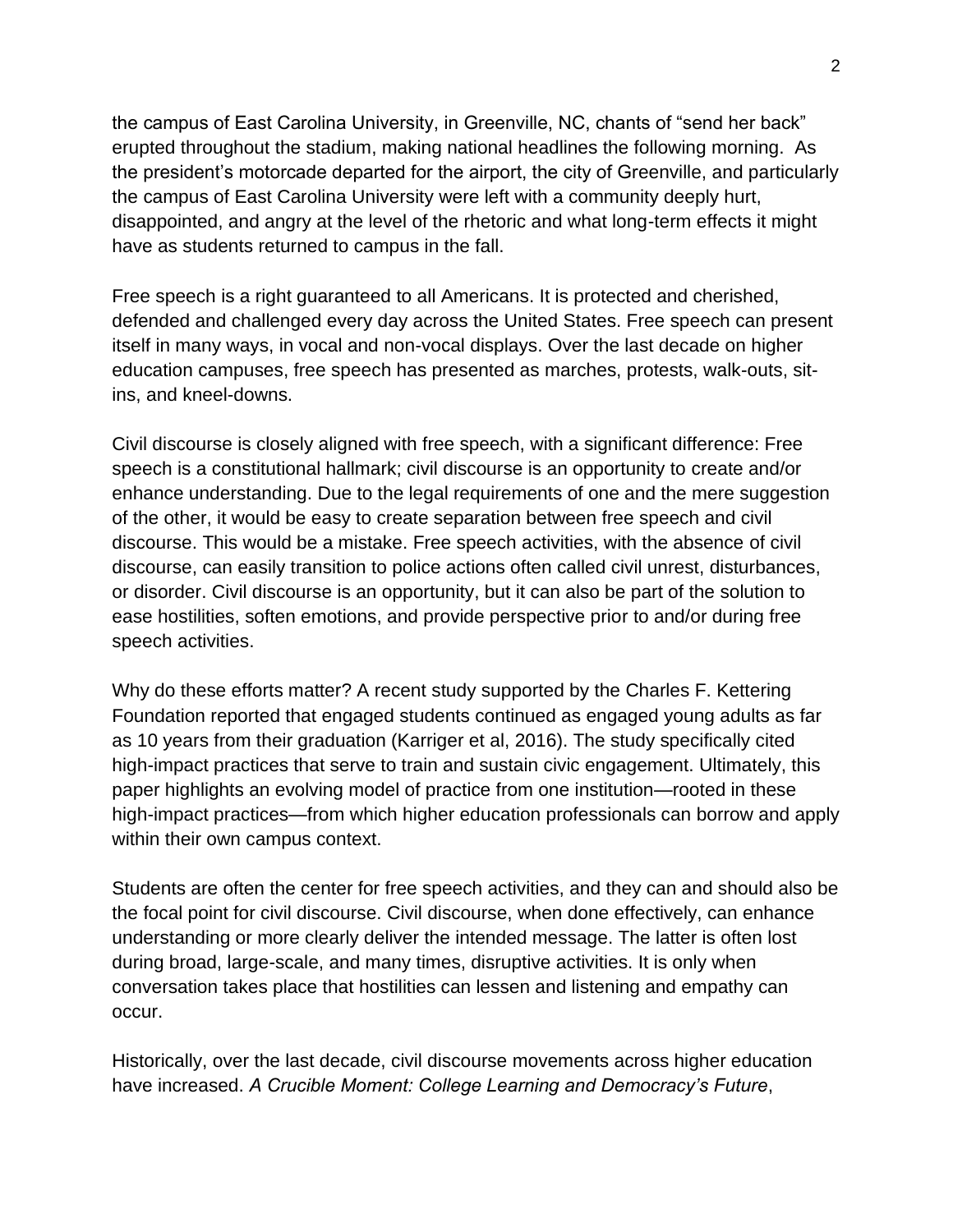the campus of East Carolina University, in Greenville, NC, chants of "send her back" erupted throughout the stadium, making national headlines the following morning. As the president's motorcade departed for the airport, the city of Greenville, and particularly the campus of East Carolina University were left with a community deeply hurt, disappointed, and angry at the level of the rhetoric and what long-term effects it might have as students returned to campus in the fall.

Free speech is a right guaranteed to all Americans. It is protected and cherished, defended and challenged every day across the United States. Free speech can present itself in many ways, in vocal and non-vocal displays. Over the last decade on higher education campuses, free speech has presented as marches, protests, walk-outs, sit-ins, and kneel-downs.

Civil discourse is closely aligned with free speech, with a significant difference: Free speech is a constitutional hallmark; civil discourse is an opportunity to create and/or enhance understanding. Due to the legal requirements of one and the mere suggestion of the other, it would be easy to create separation between free speech and civil discourse. This would be a mistake. Free speech activities, with the absence of civil discourse, can easily transition to police actions often called civil unrest, disturbances, or disorder. Civil discourse is an opportunity, but it can also be part of the solution to ease hostilities, soften emotions, and provide perspective prior to and/or during free speech activities.

Why do these efforts matter? A recent study supported by the Charles F. Kettering Foundation reported that engaged students continued as engaged young adults as far as 10 years from their graduation (Karriger et al, 2016). The study specifically cited high-impact practices that serve to train and sustain civic engagement. Ultimately, this paper highlights an evolving model of practice from one institution—rooted in these high-impact practices—from which higher education professionals can borrow and apply within their own campus context.

Students are often the center for free speech activities, and they can and should also be the focal point for civil discourse. Civil discourse, when done effectively, can enhance understanding or more clearly deliver the intended message. The latter is often lost during broad, large-scale, and many times, disruptive activities. It is only when conversation takes place that hostilities can lessen and listening and empathy can occur.

Historically, over the last decade, civil discourse movements across higher education have increased. *A Crucible Moment: College Learning and Democracy's Future*,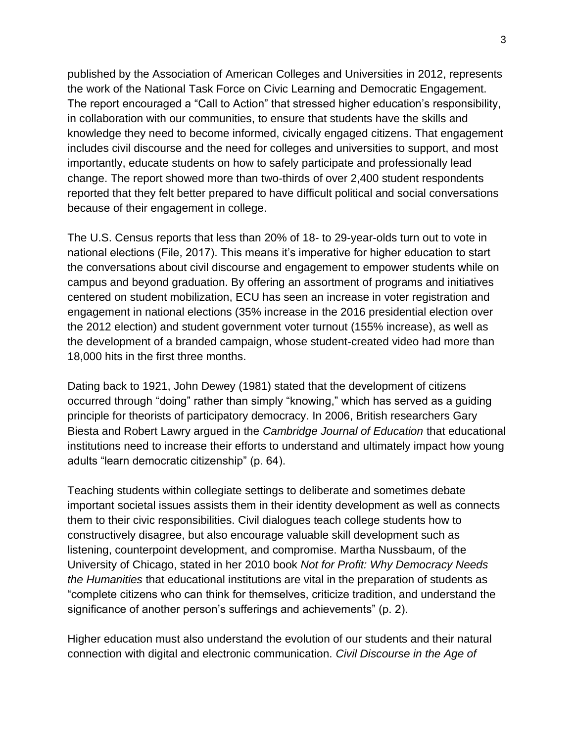published by the Association of American Colleges and Universities in 2012, represents the work of the National Task Force on Civic Learning and Democratic Engagement. The report encouraged a "Call to Action" that stressed higher education's responsibility, in collaboration with our communities, to ensure that students have the skills and knowledge they need to become informed, civically engaged citizens. That engagement includes civil discourse and the need for colleges and universities to support, and most importantly, educate students on how to safely participate and professionally lead change. The report showed more than two-thirds of over 2,400 student respondents reported that they felt better prepared to have difficult political and social conversations because of their engagement in college.

The U.S. Census reports that less than 20% of 18- to 29-year-olds turn out to vote in national elections (File, 2017). This means it's imperative for higher education to start the conversations about civil discourse and engagement to empower students while on campus and beyond graduation. By offering an assortment of programs and initiatives centered on student mobilization, ECU has seen an increase in voter registration and engagement in national elections (35% increase in the 2016 presidential election over the 2012 election) and student government voter turnout (155% increase), as well as the development of a branded campaign, whose student-created video had more than 18,000 hits in the first three months.

Dating back to 1921, John Dewey (1981) stated that the development of citizens occurred through "doing" rather than simply "knowing," which has served as a guiding principle for theorists of participatory democracy. In 2006, British researchers Gary Biesta and Robert Lawry argued in the *Cambridge Journal of Education* that educational institutions need to increase their efforts to understand and ultimately impact how young adults "learn democratic citizenship" (p. 64).

Teaching students within collegiate settings to deliberate and sometimes debate important societal issues assists them in their identity development as well as connects them to their civic responsibilities. Civil dialogues teach college students how to constructively disagree, but also encourage valuable skill development such as listening, counterpoint development, and compromise. Martha Nussbaum, of the University of Chicago, stated in her 2010 book *Not for Profit: Why Democracy Needs the Humanities* that educational institutions are vital in the preparation of students as "complete citizens who can think for themselves, criticize tradition, and understand the significance of another person's sufferings and achievements" (p. 2).

Higher education must also understand the evolution of our students and their natural connection with digital and electronic communication. *Civil Discourse in the Age of*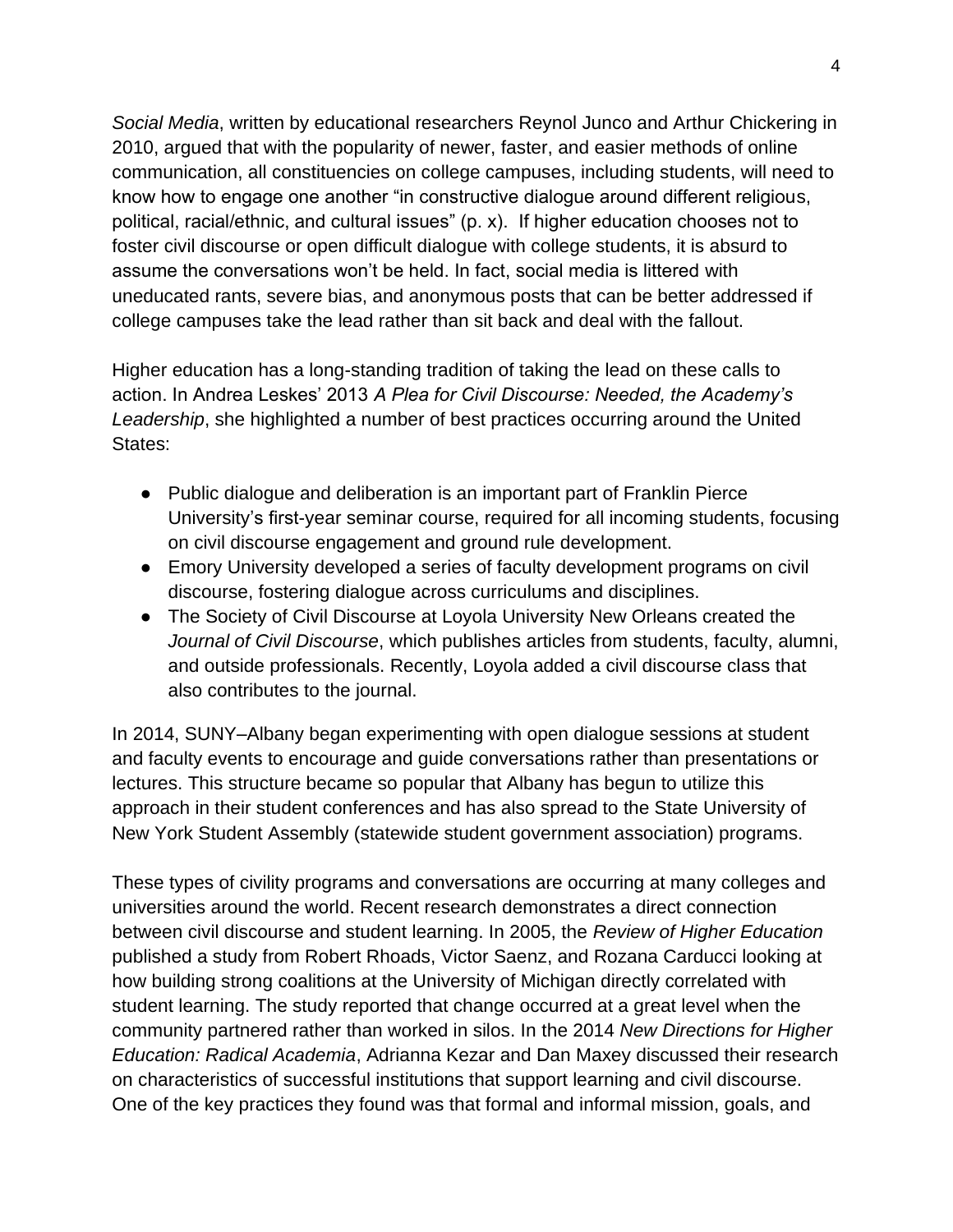*Social Media*, written by educational researchers Reynol Junco and Arthur Chickering in 2010, argued that with the popularity of newer, faster, and easier methods of online communication, all constituencies on college campuses, including students, will need to know how to engage one another "in constructive dialogue around different religious, political, racial/ethnic, and cultural issues" (p. x). If higher education chooses not to foster civil discourse or open difficult dialogue with college students, it is absurd to assume the conversations won't be held. In fact, social media is littered with uneducated rants, severe bias, and anonymous posts that can be better addressed if college campuses take the lead rather than sit back and deal with the fallout.

Higher education has a long-standing tradition of taking the lead on these calls to action. In Andrea Leskes' 2013 *A Plea for Civil Discourse: Needed, the Academy's Leadership*, she highlighted a number of best practices occurring around the United States:

- Public dialogue and deliberation is an important part of Franklin Pierce University's first-year seminar course, required for all incoming students, focusing on civil discourse engagement and ground rule development.
- Emory University developed a series of faculty development programs on civil discourse, fostering dialogue across curriculums and disciplines.
- The Society of Civil Discourse at Loyola University New Orleans created the *Journal of Civil Discourse*, which publishes articles from students, faculty, alumni, and outside professionals. Recently, Loyola added a civil discourse class that also contributes to the journal.

In 2014, SUNY–Albany began experimenting with open dialogue sessions at student and faculty events to encourage and guide conversations rather than presentations or lectures. This structure became so popular that Albany has begun to utilize this approach in their student conferences and has also spread to the State University of New York Student Assembly (statewide student government association) programs.

These types of civility programs and conversations are occurring at many colleges and universities around the world. Recent research demonstrates a direct connection between civil discourse and student learning. In 2005, the *Review of Higher Education* published a study from Robert Rhoads, Victor Saenz, and Rozana Carducci looking at how building strong coalitions at the University of Michigan directly correlated with student learning. The study reported that change occurred at a great level when the community partnered rather than worked in silos. In the 2014 *New Directions for Higher Education: Radical Academia*, Adrianna Kezar and Dan Maxey discussed their research on characteristics of successful institutions that support learning and civil discourse. One of the key practices they found was that formal and informal mission, goals, and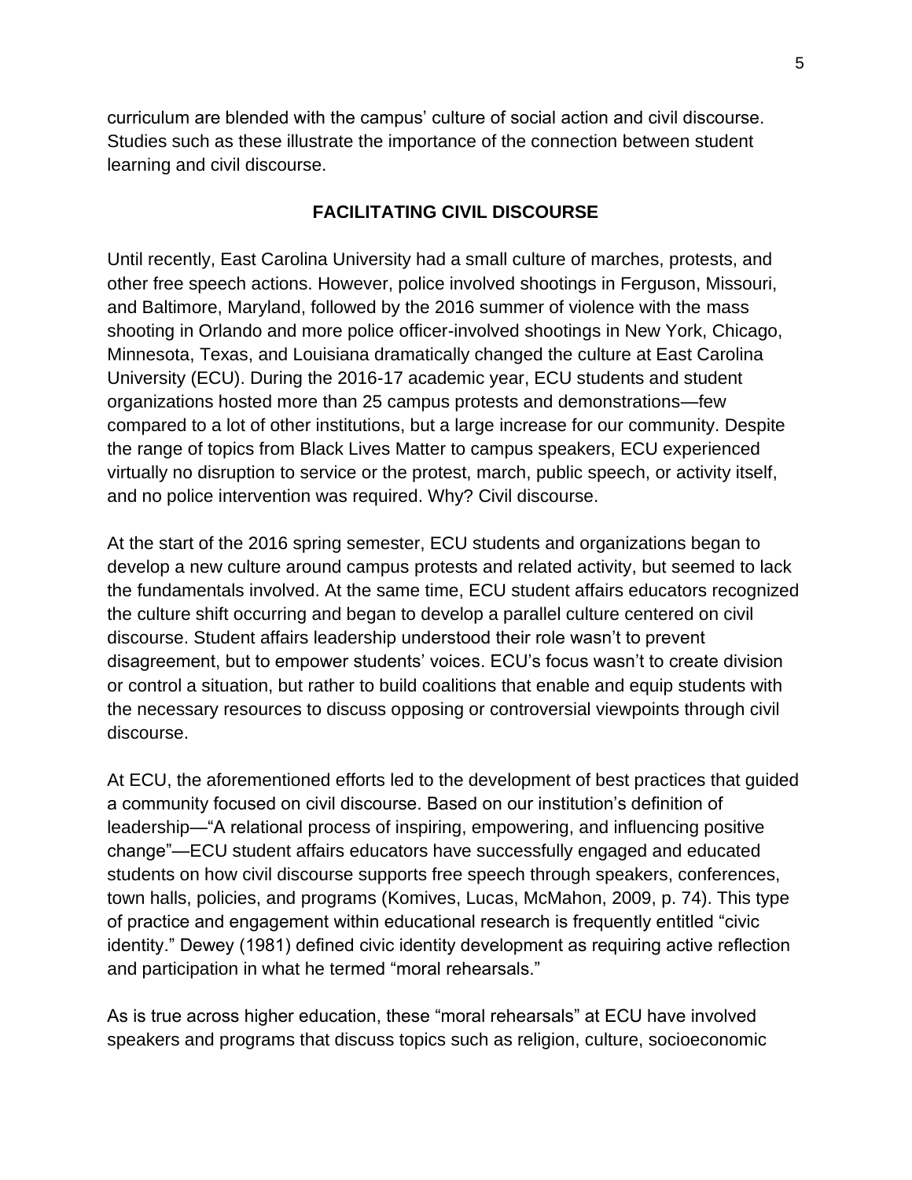curriculum are blended with the campus' culture of social action and civil discourse. Studies such as these illustrate the importance of the connection between student learning and civil discourse.

## FACILITATING CIVIL DISCOURSE

Until recently, East Carolina University had a small culture of marches, protests, and other free speech actions. However, police involved shootings in Ferguson, Missouri, and Baltimore, Maryland, followed by the 2016 summer of violence with the mass shooting in Orlando and more police officer-involved shootings in New York, Chicago, Minnesota, Texas, and Louisiana dramatically changed the culture at East Carolina University (ECU). During the 2016-17 academic year, ECU students and student organizations hosted more than 25 campus protests and demonstrations—few compared to a lot of other institutions, but a large increase for our community. Despite the range of topics from Black Lives Matter to campus speakers, ECU experienced virtually no disruption to service or the protest, march, public speech, or activity itself, and no police intervention was required. Why? Civil discourse.

At the start of the 2016 spring semester, ECU students and organizations began to develop a new culture around campus protests and related activity, but seemed to lack the fundamentals involved. At the same time, ECU student affairs educators recognized the culture shift occurring and began to develop a parallel culture centered on civil discourse. Student affairs leadership understood their role wasn't to prevent disagreement, but to empower students' voices. ECU's focus wasn't to create division or control a situation, but rather to build coalitions that enable and equip students with the necessary resources to discuss opposing or controversial viewpoints through civil discourse.

At ECU, the aforementioned efforts led to the development of best practices that guided a community focused on civil discourse. Based on our institution's definition of leadership—"A relational process of inspiring, empowering, and influencing positive change"—ECU student affairs educators have successfully engaged and educated students on how civil discourse supports free speech through speakers, conferences, town halls, policies, and programs (Komives, Lucas, McMahon, 2009, p. 74). This type of practice and engagement within educational research is frequently entitled "civic identity." Dewey (1981) defined civic identity development as requiring active reflection and participation in what he termed "moral rehearsals."

As is true across higher education, these "moral rehearsals" at ECU have involved speakers and programs that discuss topics such as religion, culture, socioeconomic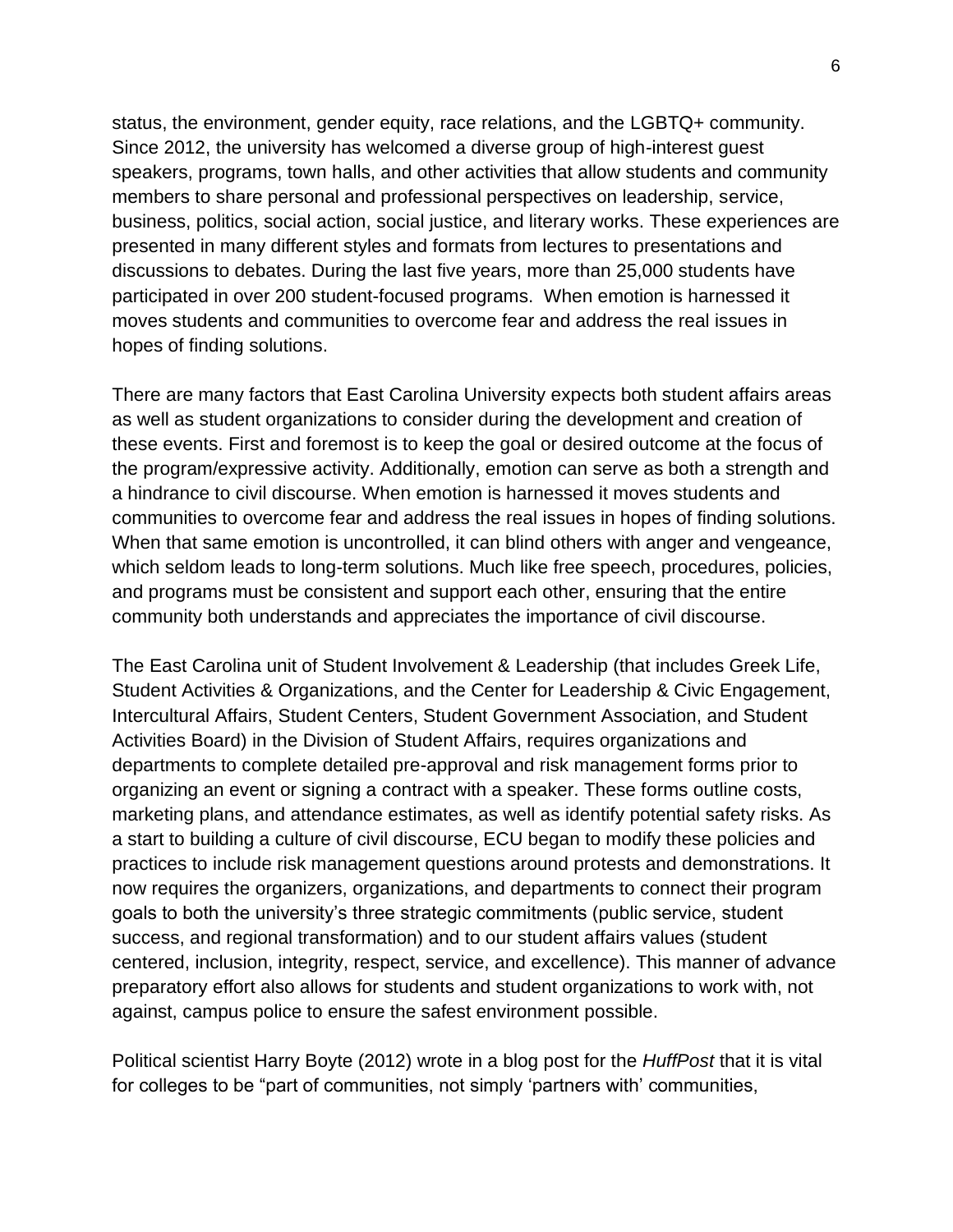status, the environment, gender equity, race relations, and the LGBTQ+ community. Since 2012, the university has welcomed a diverse group of high-interest guest speakers, programs, town halls, and other activities that allow students and community members to share personal and professional perspectives on leadership, service, business, politics, social action, social justice, and literary works. These experiences are presented in many different styles and formats from lectures to presentations and discussions to debates. During the last five years, more than 25,000 students have participated in over 200 student-focused programs. When emotion is harnessed it moves students and communities to overcome fear and address the real issues in hopes of finding solutions.

There are many factors that East Carolina University expects both student affairs areas as well as student organizations to consider during the development and creation of these events. First and foremost is to keep the goal or desired outcome at the focus of the program/expressive activity. Additionally, emotion can serve as both a strength and a hindrance to civil discourse. When emotion is harnessed it moves students and communities to overcome fear and address the real issues in hopes of finding solutions. When that same emotion is uncontrolled, it can blind others with anger and vengeance, which seldom leads to long-term solutions. Much like free speech, procedures, policies, and programs must be consistent and support each other, ensuring that the entire community both understands and appreciates the importance of civil discourse.

The East Carolina unit of Student Involvement & Leadership (that includes Greek Life, Student Activities & Organizations, and the Center for Leadership & Civic Engagement, Intercultural Affairs, Student Centers, Student Government Association, and Student Activities Board) in the Division of Student Affairs, requires organizations and departments to complete detailed pre-approval and risk management forms prior to organizing an event or signing a contract with a speaker. These forms outline costs, marketing plans, and attendance estimates, as well as identify potential safety risks. As a start to building a culture of civil discourse, ECU began to modify these policies and practices to include risk management questions around protests and demonstrations. It now requires the organizers, organizations, and departments to connect their program goals to both the university's three strategic commitments (public service, student success, and regional transformation) and to our student affairs values (student centered, inclusion, integrity, respect, service, and excellence). This manner of advance preparatory effort also allows for students and student organizations to work with, not against, campus police to ensure the safest environment possible.

Political scientist Harry Boyte (2012) wrote in a blog post for the *HuffPost* that it is vital for colleges to be "part of communities, not simply 'partners with' communities,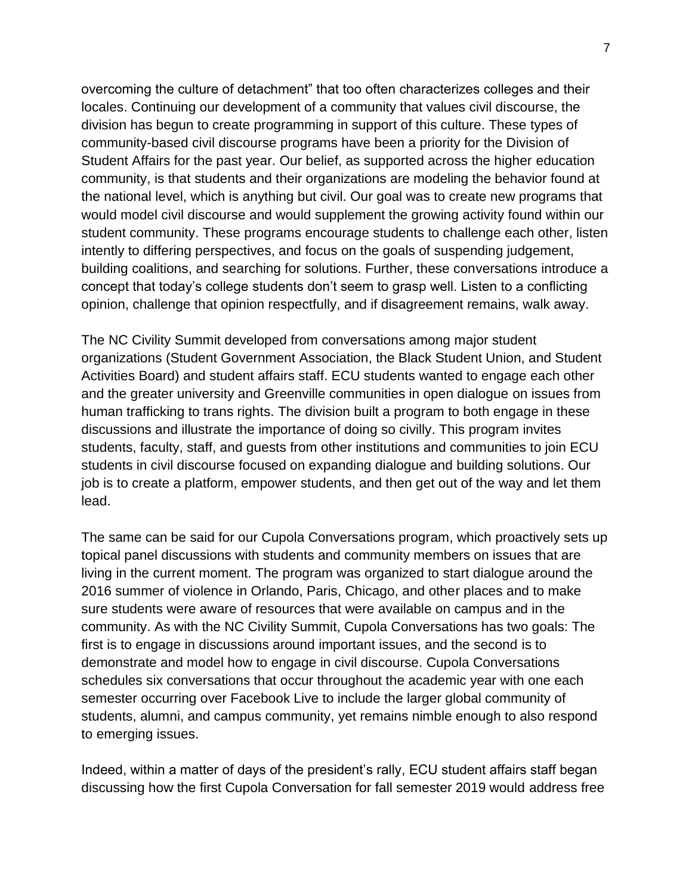overcoming the culture of detachment" that too often characterizes colleges and their locales. Continuing our development of a community that values civil discourse, the division has begun to create programming in support of this culture. These types of community-based civil discourse programs have been a priority for the Division of Student Affairs for the past year. Our belief, as supported across the higher education community, is that students and their organizations are modeling the behavior found at the national level, which is anything but civil. Our goal was to create new programs that would model civil discourse and would supplement the growing activity found within our student community. These programs encourage students to challenge each other, listen intently to differing perspectives, and focus on the goals of suspending judgement, building coalitions, and searching for solutions. Further, these conversations introduce a concept that today's college students don't seem to grasp well. Listen to a conflicting opinion, challenge that opinion respectfully, and if disagreement remains, walk away.

The NC Civility Summit developed from conversations among major student organizations (Student Government Association, the Black Student Union, and Student Activities Board) and student affairs staff. ECU students wanted to engage each other and the greater university and Greenville communities in open dialogue on issues from human trafficking to trans rights. The division built a program to both engage in these discussions and illustrate the importance of doing so civilly. This program invites students, faculty, staff, and guests from other institutions and communities to join ECU students in civil discourse focused on expanding dialogue and building solutions. Our job is to create a platform, empower students, and then get out of the way and let them lead.

The same can be said for our Cupola Conversations program, which proactively sets up topical panel discussions with students and community members on issues that are living in the current moment. The program was organized to start dialogue around the 2016 summer of violence in Orlando, Paris, Chicago, and other places and to make sure students were aware of resources that were available on campus and in the community. As with the NC Civility Summit, Cupola Conversations has two goals: The first is to engage in discussions around important issues, and the second is to demonstrate and model how to engage in civil discourse. Cupola Conversations schedules six conversations that occur throughout the academic year with one each semester occurring over Facebook Live to include the larger global community of students, alumni, and campus community, yet remains nimble enough to also respond to emerging issues.

Indeed, within a matter of days of the president's rally, ECU student affairs staff began discussing how the first Cupola Conversation for fall semester 2019 would address free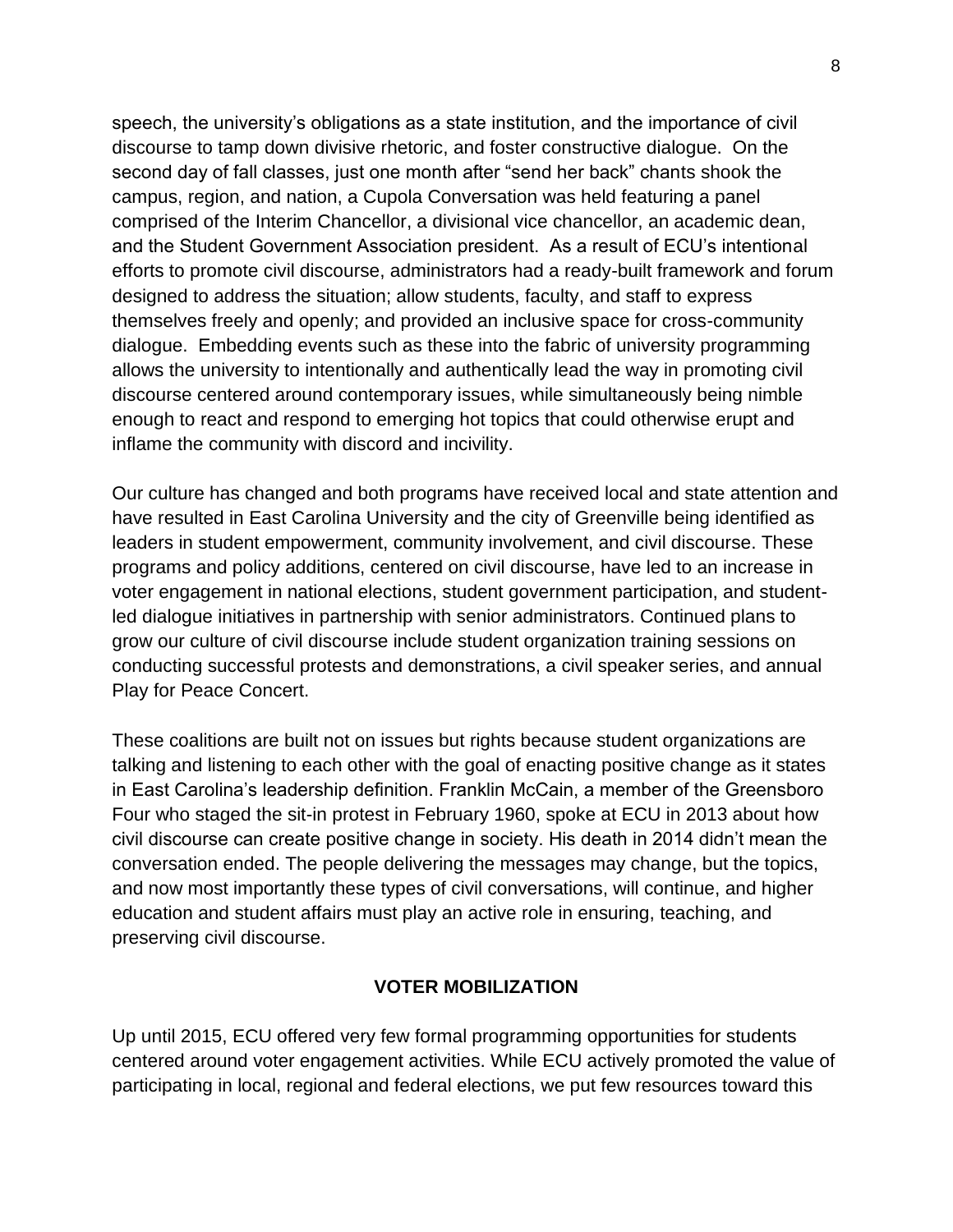speech, the university's obligations as a state institution, and the importance of civil discourse to tamp down divisive rhetoric, and foster constructive dialogue. On the second day of fall classes, just one month after "send her back" chants shook the campus, region, and nation, a Cupola Conversation was held featuring a panel comprised of the Interim Chancellor, a divisional vice chancellor, an academic dean, and the Student Government Association president. As a result of ECU's intentional efforts to promote civil discourse, administrators had a ready-built framework and forum designed to address the situation; allow students, faculty, and staff to express themselves freely and openly; and provided an inclusive space for cross-community dialogue. Embedding events such as these into the fabric of university programming allows the university to intentionally and authentically lead the way in promoting civil discourse centered around contemporary issues, while simultaneously being nimble enough to react and respond to emerging hot topics that could otherwise erupt and inflame the community with discord and incivility.

Our culture has changed and both programs have received local and state attention and have resulted in East Carolina University and the city of Greenville being identified as leaders in student empowerment, community involvement, and civil discourse. These programs and policy additions, centered on civil discourse, have led to an increase in voter engagement in national elections, student government participation, and student-led dialogue initiatives in partnership with senior administrators. Continued plans to grow our culture of civil discourse include student organization training sessions on conducting successful protests and demonstrations, a civil speaker series, and annual Play for Peace Concert.

These coalitions are built not on issues but rights because student organizations are talking and listening to each other with the goal of enacting positive change as it states in East Carolina's leadership definition. Franklin McCain, a member of the Greensboro Four who staged the sit-in protest in February 1960, spoke at ECU in 2013 about how civil discourse can create positive change in society. His death in 2014 didn't mean the conversation ended. The people delivering the messages may change, but the topics, and now most importantly these types of civil conversations, will continue, and higher education and student affairs must play an active role in ensuring, teaching, and preserving civil discourse.

## VOTER MOBILIZATION

Up until 2015, ECU offered very few formal programming opportunities for students centered around voter engagement activities. While ECU actively promoted the value of participating in local, regional and federal elections, we put few resources toward this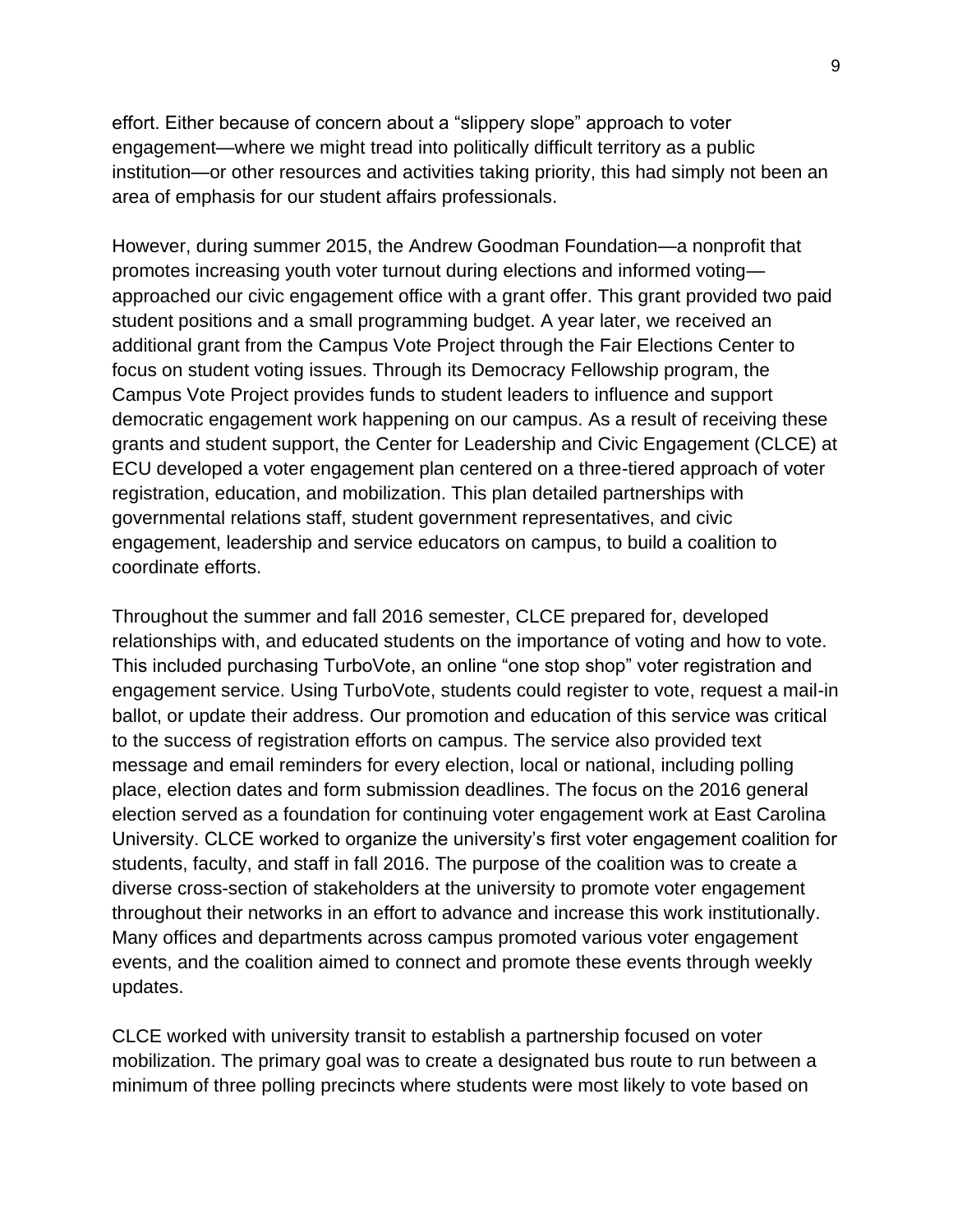effort. Either because of concern about a "slippery slope" approach to voter engagement—where we might tread into politically difficult territory as a public institution—or other resources and activities taking priority, this had simply not been an area of emphasis for our student affairs professionals.

However, during summer 2015, the Andrew Goodman Foundation—a nonprofit that promotes increasing youth voter turnout during elections and informed voting—approached our civic engagement office with a grant offer. This grant provided two paid student positions and a small programming budget. A year later, we received an additional grant from the Campus Vote Project through the Fair Elections Center to focus on student voting issues. Through its Democracy Fellowship program, the Campus Vote Project provides funds to student leaders to influence and support democratic engagement work happening on our campus. As a result of receiving these grants and student support, the Center for Leadership and Civic Engagement (CLCE) at ECU developed a voter engagement plan centered on a three-tiered approach of voter registration, education, and mobilization. This plan detailed partnerships with governmental relations staff, student government representatives, and civic engagement, leadership and service educators on campus, to build a coalition to coordinate efforts.

Throughout the summer and fall 2016 semester, CLCE prepared for, developed relationships with, and educated students on the importance of voting and how to vote. This included purchasing TurboVote, an online "one stop shop" voter registration and engagement service. Using TurboVote, students could register to vote, request a mail-in ballot, or update their address. Our promotion and education of this service was critical to the success of registration efforts on campus. The service also provided text message and email reminders for every election, local or national, including polling place, election dates and form submission deadlines. The focus on the 2016 general election served as a foundation for continuing voter engagement work at East Carolina University. CLCE worked to organize the university's first voter engagement coalition for students, faculty, and staff in fall 2016. The purpose of the coalition was to create a diverse cross-section of stakeholders at the university to promote voter engagement throughout their networks in an effort to advance and increase this work institutionally. Many offices and departments across campus promoted various voter engagement events, and the coalition aimed to connect and promote these events through weekly updates.

CLCE worked with university transit to establish a partnership focused on voter mobilization. The primary goal was to create a designated bus route to run between a minimum of three polling precincts where students were most likely to vote based on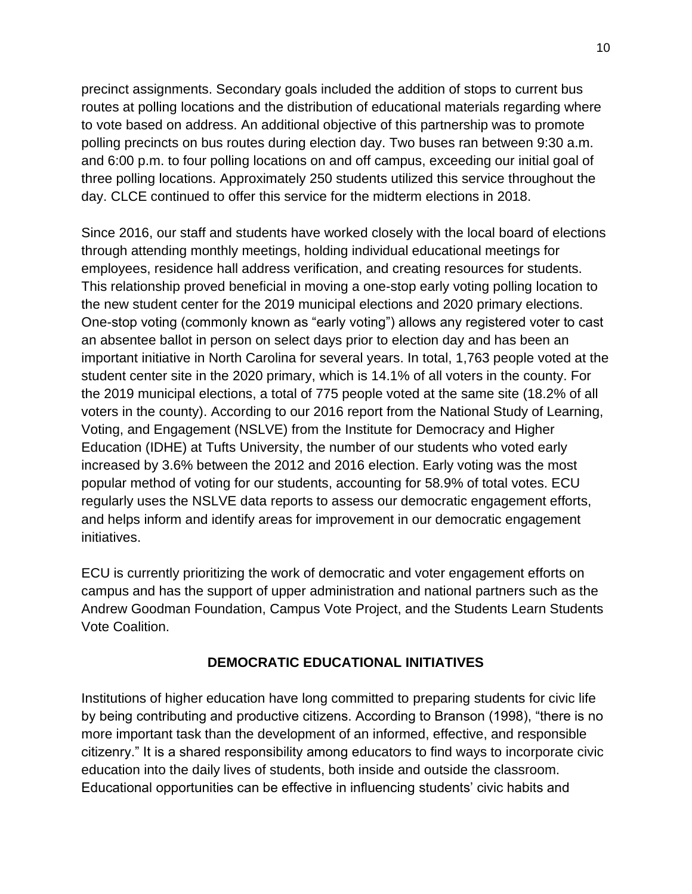precinct assignments. Secondary goals included the addition of stops to current bus routes at polling locations and the distribution of educational materials regarding where to vote based on address. An additional objective of this partnership was to promote polling precincts on bus routes during election day. Two buses ran between 9:30 a.m. and 6:00 p.m. to four polling locations on and off campus, exceeding our initial goal of three polling locations. Approximately 250 students utilized this service throughout the day. CLCE continued to offer this service for the midterm elections in 2018.

Since 2016, our staff and students have worked closely with the local board of elections through attending monthly meetings, holding individual educational meetings for employees, residence hall address verification, and creating resources for students. This relationship proved beneficial in moving a one-stop early voting polling location to the new student center for the 2019 municipal elections and 2020 primary elections. One-stop voting (commonly known as "early voting") allows any registered voter to cast an absentee ballot in person on select days prior to election day and has been an important initiative in North Carolina for several years. In total, 1,763 people voted at the student center site in the 2020 primary, which is 14.1% of all voters in the county. For the 2019 municipal elections, a total of 775 people voted at the same site (18.2% of all voters in the county). According to our 2016 report from the National Study of Learning, Voting, and Engagement (NSLVE) from the Institute for Democracy and Higher Education (IDHE) at Tufts University, the number of our students who voted early increased by 3.6% between the 2012 and 2016 election. Early voting was the most popular method of voting for our students, accounting for 58.9% of total votes. ECU regularly uses the NSLVE data reports to assess our democratic engagement efforts, and helps inform and identify areas for improvement in our democratic engagement initiatives.

ECU is currently prioritizing the work of democratic and voter engagement efforts on campus and has the support of upper administration and national partners such as the Andrew Goodman Foundation, Campus Vote Project, and the Students Learn Students Vote Coalition.

## DEMOCRATIC EDUCATIONAL INITIATIVES

Institutions of higher education have long committed to preparing students for civic life by being contributing and productive citizens. According to Branson (1998), "there is no more important task than the development of an informed, effective, and responsible citizenry." It is a shared responsibility among educators to find ways to incorporate civic education into the daily lives of students, both inside and outside the classroom. Educational opportunities can be effective in influencing students' civic habits and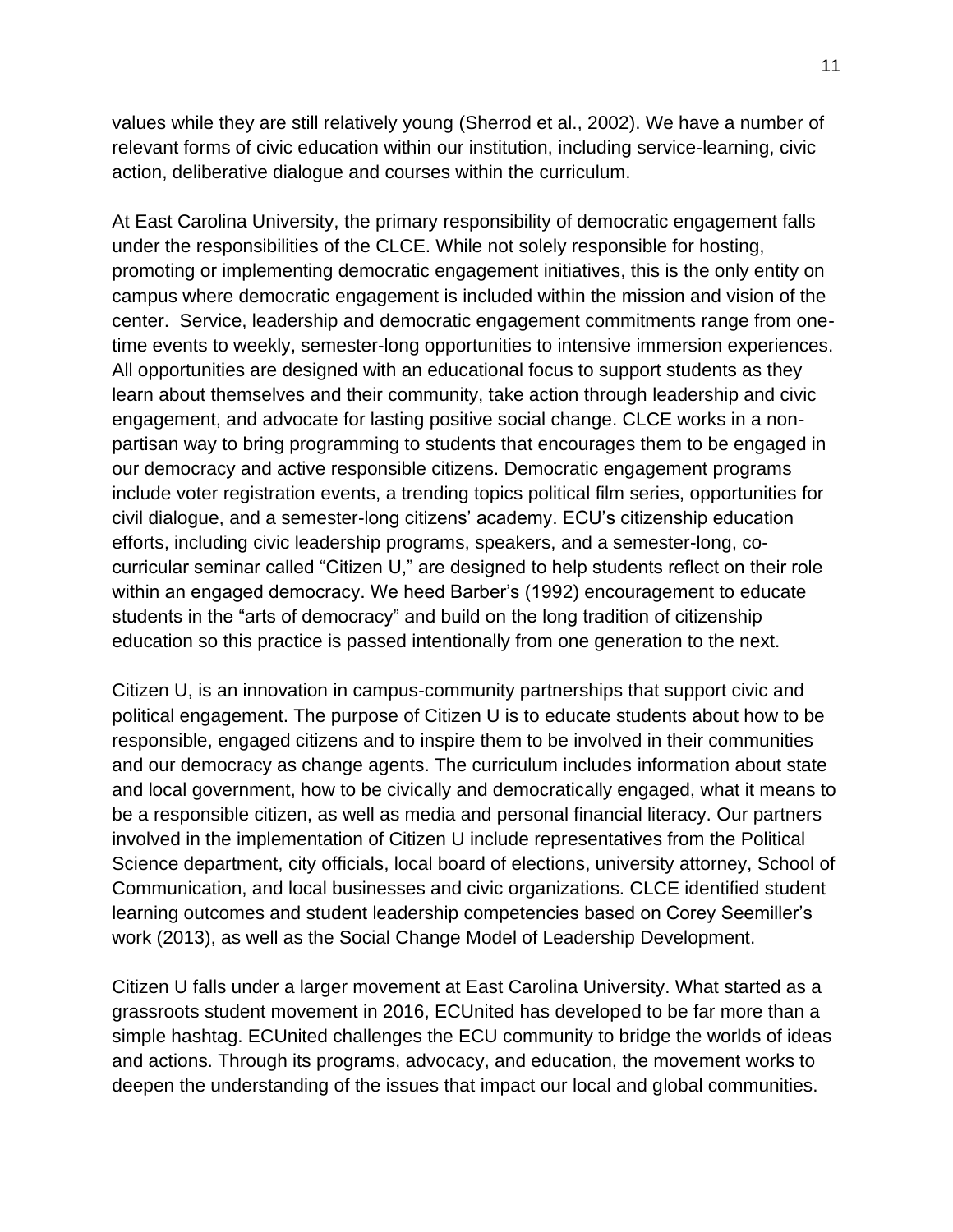values while they are still relatively young (Sherrod et al., 2002). We have a number of relevant forms of civic education within our institution, including service-learning, civic action, deliberative dialogue and courses within the curriculum.

At East Carolina University, the primary responsibility of democratic engagement falls under the responsibilities of the CLCE. While not solely responsible for hosting, promoting or implementing democratic engagement initiatives, this is the only entity on campus where democratic engagement is included within the mission and vision of the center. Service, leadership and democratic engagement commitments range from one-time events to weekly, semester-long opportunities to intensive immersion experiences. All opportunities are designed with an educational focus to support students as they learn about themselves and their community, take action through leadership and civic engagement, and advocate for lasting positive social change. CLCE works in a non-partisan way to bring programming to students that encourages them to be engaged in our democracy and active responsible citizens. Democratic engagement programs include voter registration events, a trending topics political film series, opportunities for civil dialogue, and a semester-long citizens' academy. ECU's citizenship education efforts, including civic leadership programs, speakers, and a semester-long, co-curricular seminar called "Citizen U," are designed to help students reflect on their role within an engaged democracy. We heed Barber's (1992) encouragement to educate students in the "arts of democracy" and build on the long tradition of citizenship education so this practice is passed intentionally from one generation to the next.

Citizen U, is an innovation in campus-community partnerships that support civic and political engagement. The purpose of Citizen U is to educate students about how to be responsible, engaged citizens and to inspire them to be involved in their communities and our democracy as change agents. The curriculum includes information about state and local government, how to be civically and democratically engaged, what it means to be a responsible citizen, as well as media and personal financial literacy. Our partners involved in the implementation of Citizen U include representatives from the Political Science department, city officials, local board of elections, university attorney, School of Communication, and local businesses and civic organizations. CLCE identified student learning outcomes and student leadership competencies based on Corey Seemiller's work (2013), as well as the Social Change Model of Leadership Development.

Citizen U falls under a larger movement at East Carolina University. What started as a grassroots student movement in 2016, ECUnited has developed to be far more than a simple hashtag. ECUnited challenges the ECU community to bridge the worlds of ideas and actions. Through its programs, advocacy, and education, the movement works to deepen the understanding of the issues that impact our local and global communities.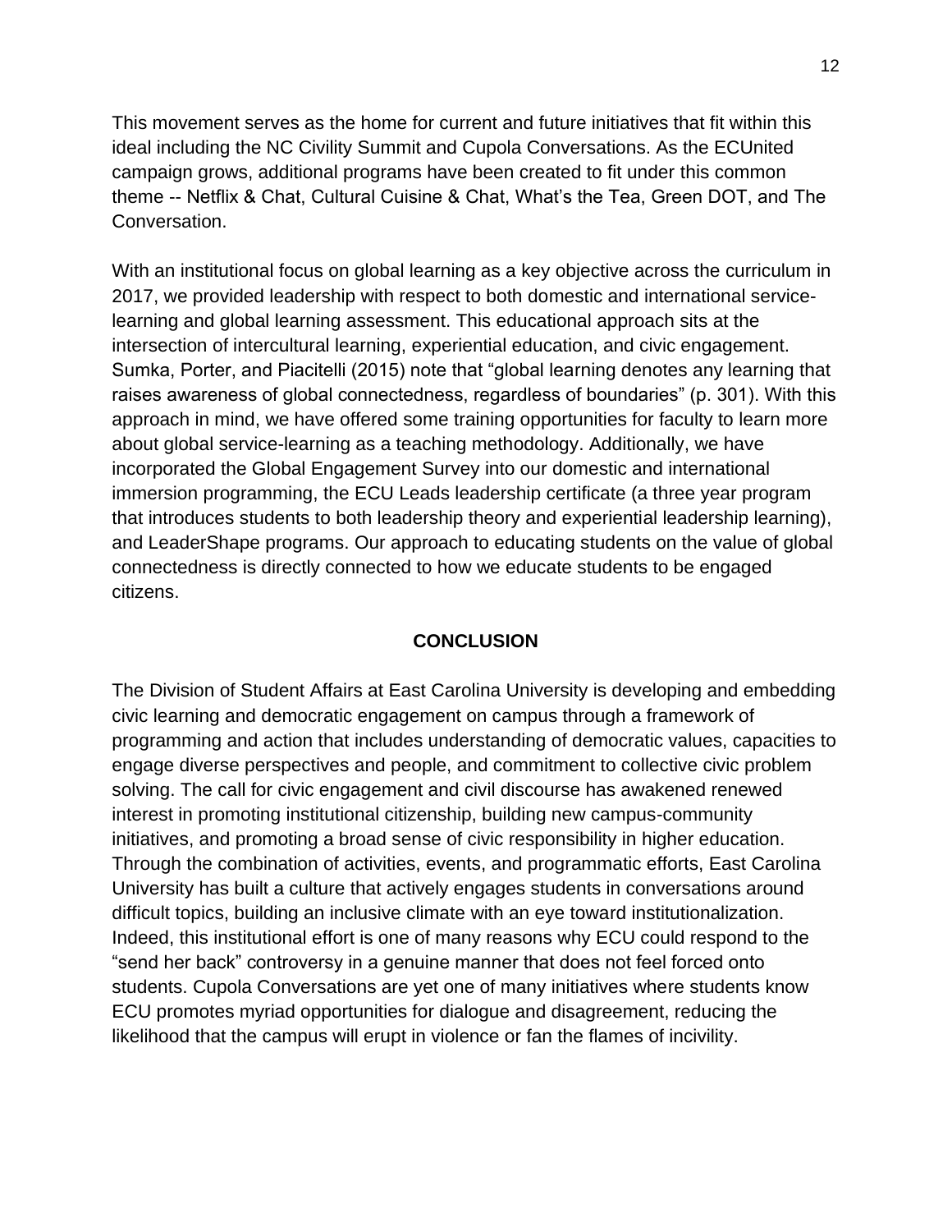This movement serves as the home for current and future initiatives that fit within this ideal including the NC Civility Summit and Cupola Conversations. As the ECUnited campaign grows, additional programs have been created to fit under this common theme -- Netflix & Chat, Cultural Cuisine & Chat, What's the Tea, Green DOT, and The Conversation.

With an institutional focus on global learning as a key objective across the curriculum in 2017, we provided leadership with respect to both domestic and international service-learning and global learning assessment. This educational approach sits at the intersection of intercultural learning, experiential education, and civic engagement. Sumka, Porter, and Piacitelli (2015) note that "global learning denotes any learning that raises awareness of global connectedness, regardless of boundaries" (p. 301). With this approach in mind, we have offered some training opportunities for faculty to learn more about global service-learning as a teaching methodology. Additionally, we have incorporated the Global Engagement Survey into our domestic and international immersion programming, the ECU Leads leadership certificate (a three year program that introduces students to both leadership theory and experiential leadership learning), and LeaderShape programs. Our approach to educating students on the value of global connectedness is directly connected to how we educate students to be engaged citizens.

## CONCLUSION

The Division of Student Affairs at East Carolina University is developing and embedding civic learning and democratic engagement on campus through a framework of programming and action that includes understanding of democratic values, capacities to engage diverse perspectives and people, and commitment to collective civic problem solving. The call for civic engagement and civil discourse has awakened renewed interest in promoting institutional citizenship, building new campus-community initiatives, and promoting a broad sense of civic responsibility in higher education. Through the combination of activities, events, and programmatic efforts, East Carolina University has built a culture that actively engages students in conversations around difficult topics, building an inclusive climate with an eye toward institutionalization. Indeed, this institutional effort is one of many reasons why ECU could respond to the "send her back" controversy in a genuine manner that does not feel forced onto students. Cupola Conversations are yet one of many initiatives where students know ECU promotes myriad opportunities for dialogue and disagreement, reducing the likelihood that the campus will erupt in violence or fan the flames of incivility.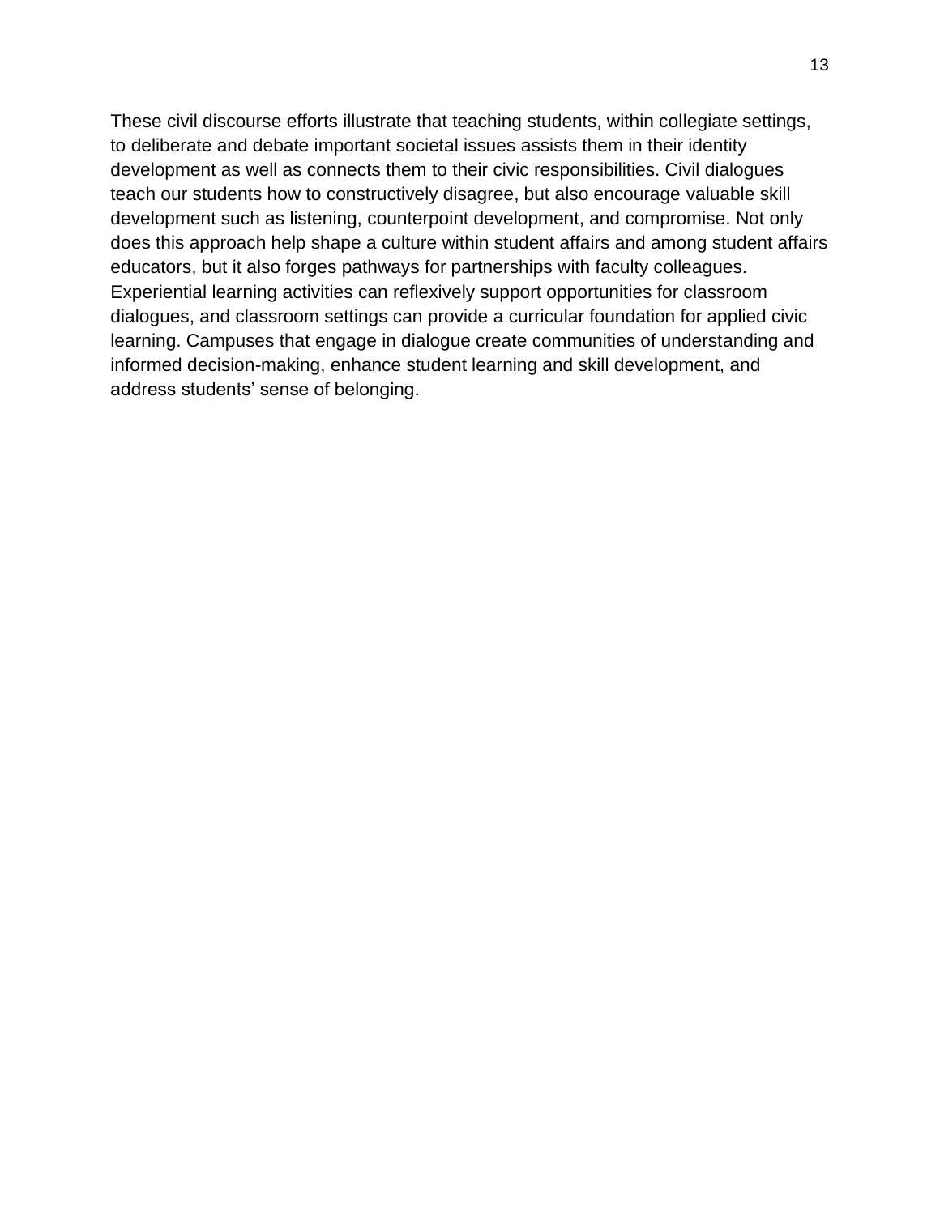These civil discourse efforts illustrate that teaching students, within collegiate settings, to deliberate and debate important societal issues assists them in their identity development as well as connects them to their civic responsibilities. Civil dialogues teach our students how to constructively disagree, but also encourage valuable skill development such as listening, counterpoint development, and compromise. Not only does this approach help shape a culture within student affairs and among student affairs educators, but it also forges pathways for partnerships with faculty colleagues. Experiential learning activities can reflexively support opportunities for classroom dialogues, and classroom settings can provide a curricular foundation for applied civic learning. Campuses that engage in dialogue create communities of understanding and informed decision-making, enhance student learning and skill development, and address students' sense of belonging.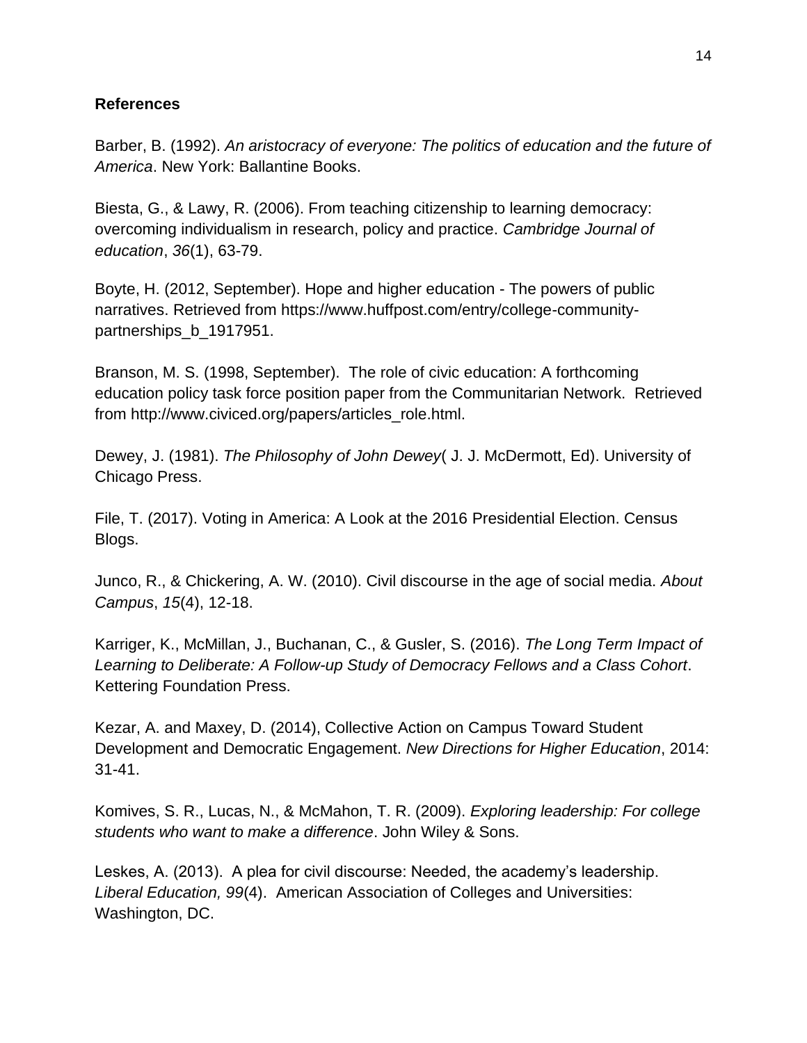**References**

Barber, B. (1992). *An aristocracy of everyone: The politics of education and the future of America*. New York: Ballantine Books.

Biesta, G., & Lawy, R. (2006). From teaching citizenship to learning democracy: overcoming individualism in research, policy and practice. *Cambridge Journal of education*, *36*(1), 63-79.

Boyte, H. (2012, September). Hope and higher education - The powers of public narratives. Retrieved from https://www.huffpost.com/entry/college-community-partnerships_b_1917951.

Branson, M. S. (1998, September). The role of civic education: A forthcoming education policy task force position paper from the Communitarian Network. Retrieved from http://www.civiced.org/papers/articles_role.html.

Dewey, J. (1981). *The Philosophy of John Dewey*( J. J. McDermott, Ed). University of Chicago Press.

File, T. (2017). Voting in America: A Look at the 2016 Presidential Election. Census Blogs.

Junco, R., & Chickering, A. W. (2010). Civil discourse in the age of social media. *About Campus*, *15*(4), 12-18.

Karriger, K., McMillan, J., Buchanan, C., & Gusler, S. (2016). *The Long Term Impact of Learning to Deliberate: A Follow-up Study of Democracy Fellows and a Class Cohort*. Kettering Foundation Press.

Kezar, A. and Maxey, D. (2014), Collective Action on Campus Toward Student Development and Democratic Engagement. *New Directions for Higher Education*, 2014: 31-41.

Komives, S. R., Lucas, N., & McMahon, T. R. (2009). *Exploring leadership: For college students who want to make a difference*. John Wiley & Sons.

Leskes, A. (2013). A plea for civil discourse: Needed, the academy's leadership. *Liberal Education, 99*(4). American Association of Colleges and Universities: Washington, DC.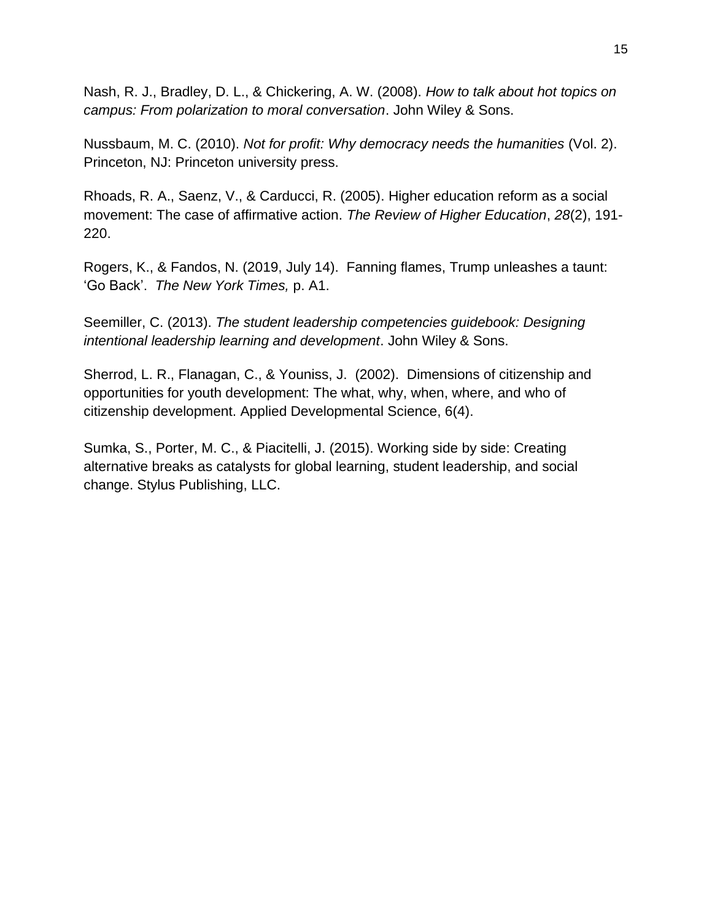Nash, R. J., Bradley, D. L., & Chickering, A. W. (2008). *How to talk about hot topics on campus: From polarization to moral conversation*. John Wiley & Sons.

Nussbaum, M. C. (2010). *Not for profit: Why democracy needs the humanities* (Vol. 2). Princeton, NJ: Princeton university press.

Rhoads, R. A., Saenz, V., & Carducci, R. (2005). Higher education reform as a social movement: The case of affirmative action. *The Review of Higher Education*, *28*(2), 191-220.

Rogers, K., & Fandos, N. (2019, July 14). Fanning flames, Trump unleashes a taunt: 'Go Back'. *The New York Times,* p. A1.

Seemiller, C. (2013). *The student leadership competencies guidebook: Designing intentional leadership learning and development*. John Wiley & Sons.

Sherrod, L. R., Flanagan, C., & Youniss, J. (2002). Dimensions of citizenship and opportunities for youth development: The what, why, when, where, and who of citizenship development. Applied Developmental Science, 6(4).

Sumka, S., Porter, M. C., & Piacitelli, J. (2015). Working side by side: Creating alternative breaks as catalysts for global learning, student leadership, and social change. Stylus Publishing, LLC.